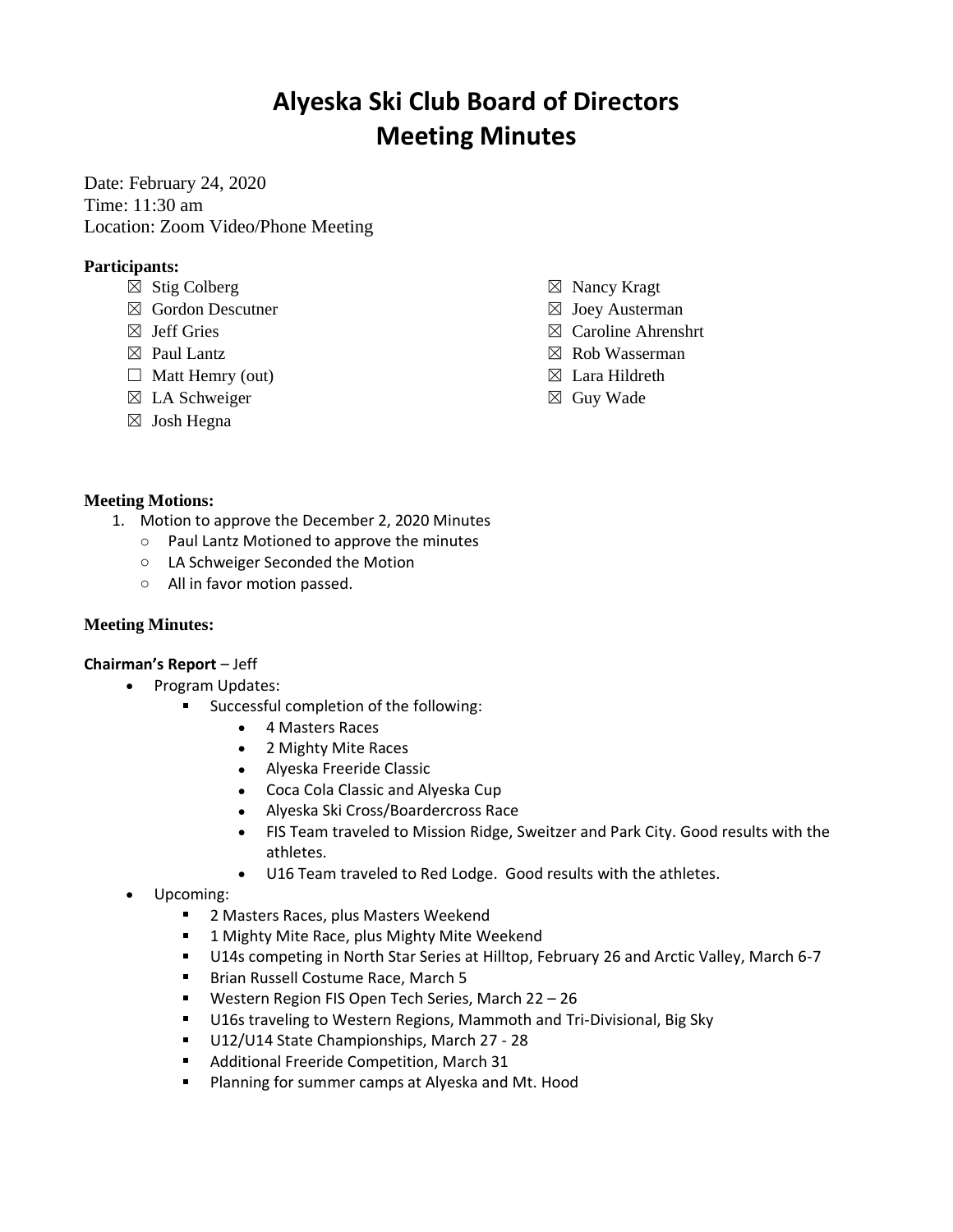# Alyeska Ski Club Board of Directors
# Meeting Minutes

Date: February 24, 2020
Time: 11:30 am
Location: Zoom Video/Phone Meeting

**Participants:**

- ☒ Stig Colberg
- ☒ Gordon Descutner
- ☒ Jeff Gries
- ☒ Paul Lantz
- ☐ Matt Hemry (out)
- ☒ LA Schweiger
- ☒ Josh Hegna
- ☒ Nancy Kragt
- ☒ Joey Austerman
- ☒ Caroline Ahrenshrt
- ☒ Rob Wasserman
- ☒ Lara Hildreth
- ☒ Guy Wade

**Meeting Motions:**

1. Motion to approve the December 2, 2020 Minutes
   - Paul Lantz Motioned to approve the minutes
   - LA Schweiger Seconded the Motion
   - All in favor motion passed.

**Meeting Minutes:**

**Chairman's Report** – Jeff

- Program Updates:
  - Successful completion of the following:
    - 4 Masters Races
    - 2 Mighty Mite Races
    - Alyeska Freeride Classic
    - Coca Cola Classic and Alyeska Cup
    - Alyeska Ski Cross/Boardercross Race
    - FIS Team traveled to Mission Ridge, Sweitzer and Park City. Good results with the athletes.
    - U16 Team traveled to Red Lodge. Good results with the athletes.
- Upcoming:
  - 2 Masters Races, plus Masters Weekend
  - 1 Mighty Mite Race, plus Mighty Mite Weekend
  - U14s competing in North Star Series at Hilltop, February 26 and Arctic Valley, March 6-7
  - Brian Russell Costume Race, March 5
  - Western Region FIS Open Tech Series, March 22 – 26
  - U16s traveling to Western Regions, Mammoth and Tri-Divisional, Big Sky
  - U12/U14 State Championships, March 27 - 28
  - Additional Freeride Competition, March 31
  - Planning for summer camps at Alyeska and Mt. Hood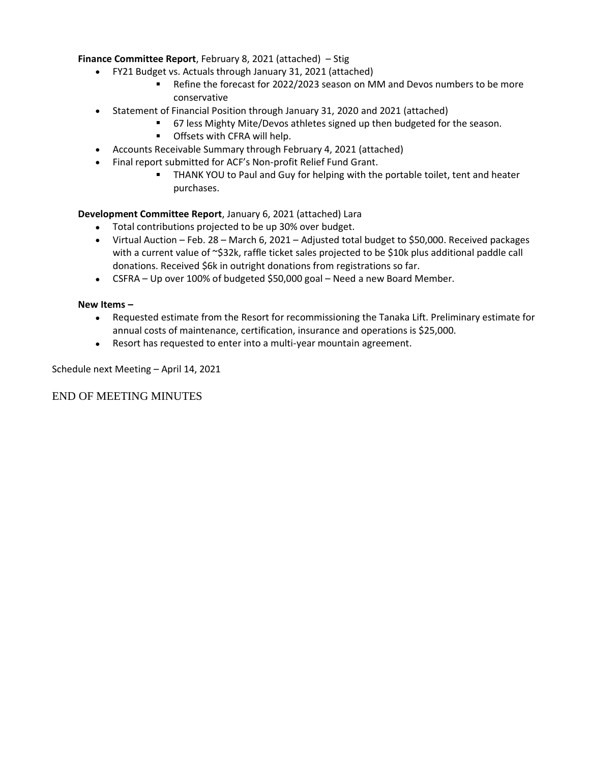**Finance Committee Report**, February 8, 2021 (attached) – Stig

- FY21 Budget vs. Actuals through January 31, 2021 (attached)
    - Refine the forecast for 2022/2023 season on MM and Devos numbers to be more conservative
- Statement of Financial Position through January 31, 2020 and 2021 (attached)
    - 67 less Mighty Mite/Devos athletes signed up then budgeted for the season.
    - Offsets with CFRA will help.
- Accounts Receivable Summary through February 4, 2021 (attached)
- Final report submitted for ACF's Non-profit Relief Fund Grant.
    - THANK YOU to Paul and Guy for helping with the portable toilet, tent and heater purchases.

**Development Committee Report**, January 6, 2021 (attached) Lara

- Total contributions projected to be up 30% over budget.
- Virtual Auction – Feb. 28 – March 6, 2021 – Adjusted total budget to $50,000. Received packages with a current value of ~$32k, raffle ticket sales projected to be $10k plus additional paddle call donations. Received $6k in outright donations from registrations so far.
- CSFRA – Up over 100% of budgeted $50,000 goal – Need a new Board Member.

**New Items –**

- Requested estimate from the Resort for recommissioning the Tanaka Lift. Preliminary estimate for annual costs of maintenance, certification, insurance and operations is $25,000.
- Resort has requested to enter into a multi-year mountain agreement.

Schedule next Meeting – April 14, 2021

END OF MEETING MINUTES